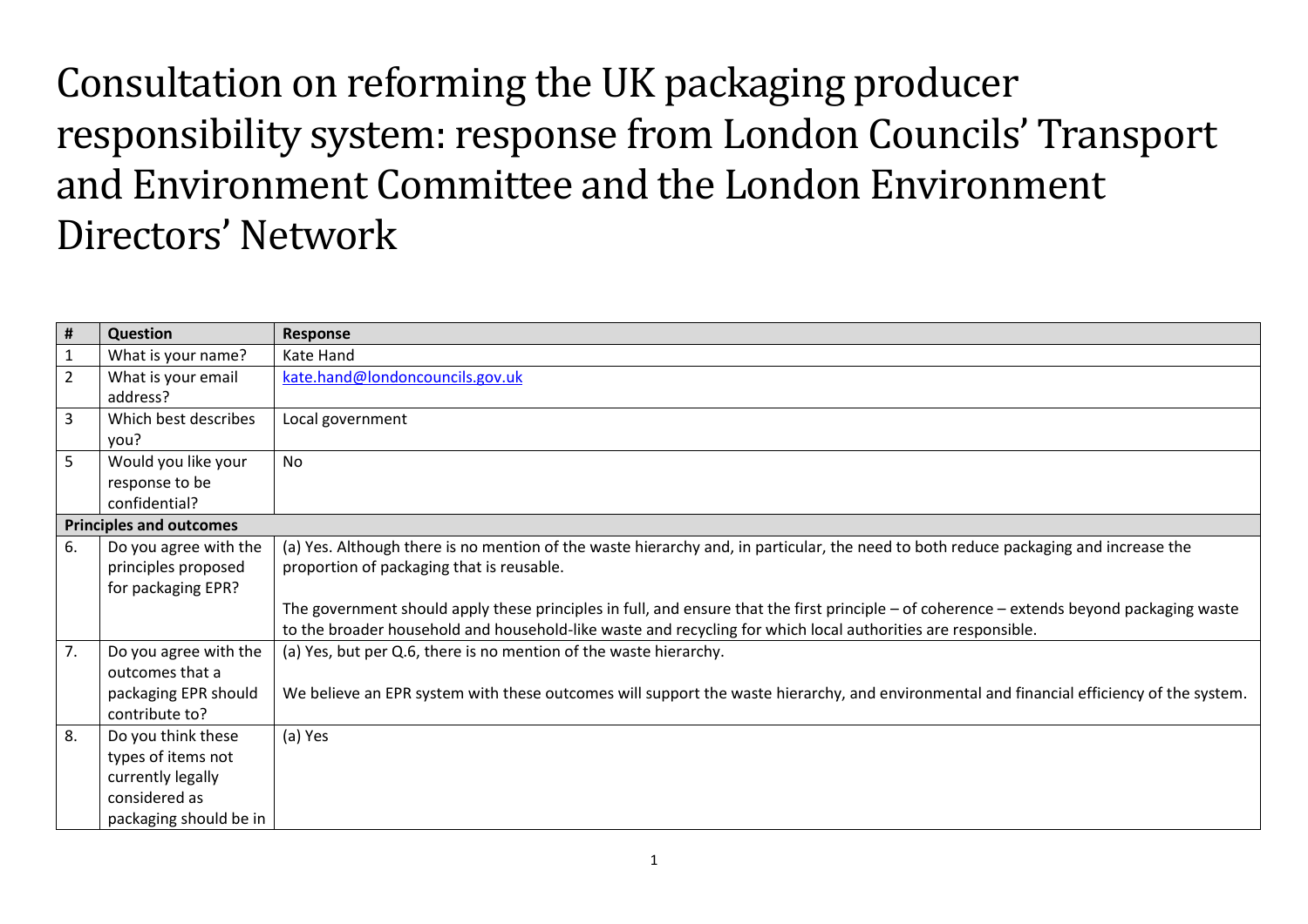# Consultation on reforming the UK packaging producer responsibility system: response from London Councils' Transport and Environment Committee and the London Environment Directors' Network

| # | Question | Response |
|---|---|---|
| 1 | What is your name? | Kate Hand |
| 2 | What is your email address? | kate.hand@londoncouncils.gov.uk |
| 3 | Which best describes you? | Local government |
| 5 | Would you like your response to be confidential? | No |
| **Principles and outcomes** | | |
| 6. | Do you agree with the principles proposed for packaging EPR? | (a) Yes. Although there is no mention of the waste hierarchy and, in particular, the need to both reduce packaging and increase the proportion of packaging that is reusable.<br><br>The government should apply these principles in full, and ensure that the first principle – of coherence – extends beyond packaging waste to the broader household and household-like waste and recycling for which local authorities are responsible. |
| 7. | Do you agree with the outcomes that a packaging EPR should contribute to? | (a) Yes, but per Q.6, there is no mention of the waste hierarchy.<br><br>We believe an EPR system with these outcomes will support the waste hierarchy, and environmental and financial efficiency of the system. |
| 8. | Do you think these types of items not currently legally considered as packaging should be in | (a) Yes |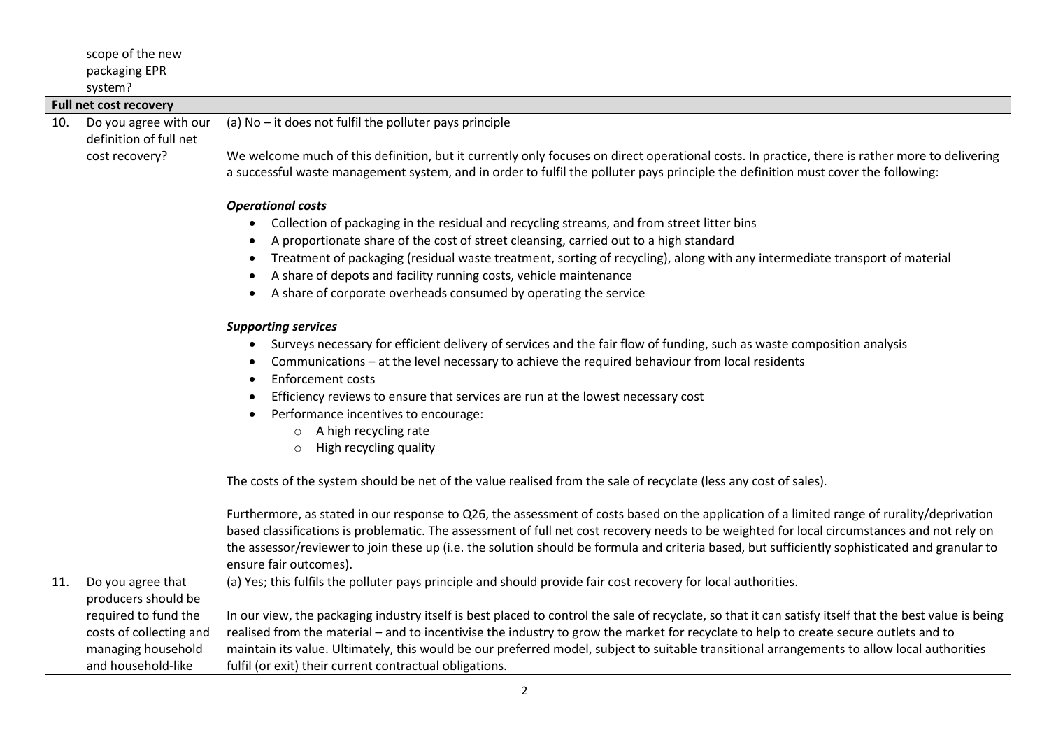|  | scope of the new packaging EPR system? |  |
|---|---|---|
| **Full net cost recovery** | | |
| 10. | Do you agree with our definition of full net cost recovery? | (a) No – it does not fulfil the polluter pays principle<br><br>We welcome much of this definition, but it currently only focuses on direct operational costs. In practice, there is rather more to delivering a successful waste management system, and in order to fulfil the polluter pays principle the definition must cover the following:<br><br>***Operational costs***<br>• Collection of packaging in the residual and recycling streams, and from street litter bins<br>• A proportionate share of the cost of street cleansing, carried out to a high standard<br>• Treatment of packaging (residual waste treatment, sorting of recycling), along with any intermediate transport of material<br>• A share of depots and facility running costs, vehicle maintenance<br>• A share of corporate overheads consumed by operating the service<br><br>***Supporting services***<br>• Surveys necessary for efficient delivery of services and the fair flow of funding, such as waste composition analysis<br>• Communications – at the level necessary to achieve the required behaviour from local residents<br>• Enforcement costs<br>• Efficiency reviews to ensure that services are run at the lowest necessary cost<br>• Performance incentives to encourage:<br>&nbsp;&nbsp;&nbsp;&nbsp;○ A high recycling rate<br>&nbsp;&nbsp;&nbsp;&nbsp;○ High recycling quality<br><br>The costs of the system should be net of the value realised from the sale of recyclate (less any cost of sales).<br><br>Furthermore, as stated in our response to Q26, the assessment of costs based on the application of a limited range of rurality/deprivation based classifications is problematic. The assessment of full net cost recovery needs to be weighted for local circumstances and not rely on the assessor/reviewer to join these up (i.e. the solution should be formula and criteria based, but sufficiently sophisticated and granular to ensure fair outcomes). |
| 11. | Do you agree that producers should be required to fund the costs of collecting and managing household and household-like | (a) Yes; this fulfils the polluter pays principle and should provide fair cost recovery for local authorities.<br><br>In our view, the packaging industry itself is best placed to control the sale of recyclate, so that it can satisfy itself that the best value is being realised from the material – and to incentivise the industry to grow the market for recyclate to help to create secure outlets and to maintain its value. Ultimately, this would be our preferred model, subject to suitable transitional arrangements to allow local authorities fulfil (or exit) their current contractual obligations. |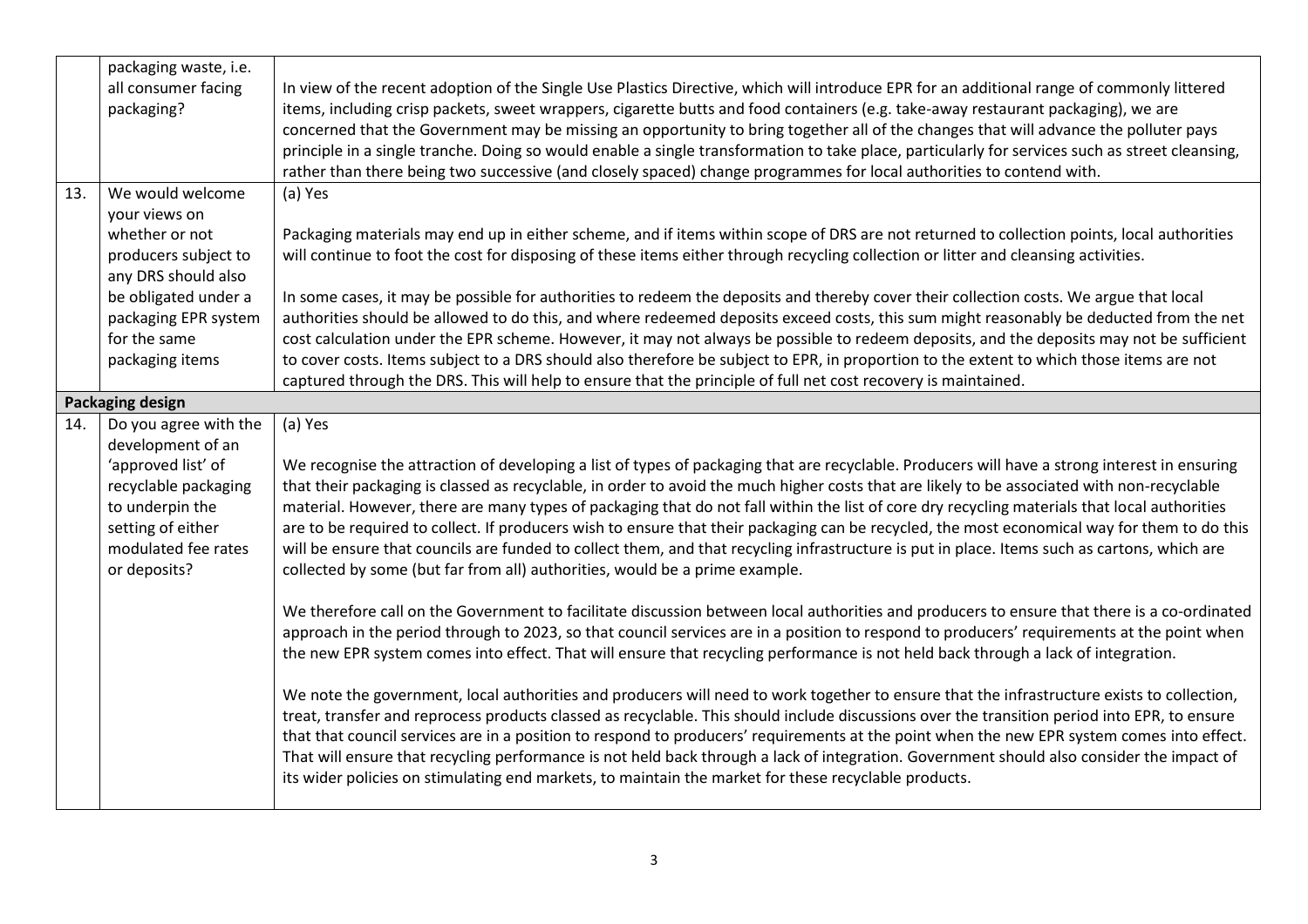| | | |
|---|---|---|
| | packaging waste, i.e. all consumer facing packaging? | In view of the recent adoption of the Single Use Plastics Directive, which will introduce EPR for an additional range of commonly littered items, including crisp packets, sweet wrappers, cigarette butts and food containers (e.g. take-away restaurant packaging), we are concerned that the Government may be missing an opportunity to bring together all of the changes that will advance the polluter pays principle in a single tranche. Doing so would enable a single transformation to take place, particularly for services such as street cleansing, rather than there being two successive (and closely spaced) change programmes for local authorities to contend with. |
| 13. | We would welcome your views on whether or not producers subject to any DRS should also be obligated under a packaging EPR system for the same packaging items | (a) Yes<br><br>Packaging materials may end up in either scheme, and if items within scope of DRS are not returned to collection points, local authorities will continue to foot the cost for disposing of these items either through recycling collection or litter and cleansing activities.<br><br>In some cases, it may be possible for authorities to redeem the deposits and thereby cover their collection costs. We argue that local authorities should be allowed to do this, and where redeemed deposits exceed costs, this sum might reasonably be deducted from the net cost calculation under the EPR scheme. However, it may not always be possible to redeem deposits, and the deposits may not be sufficient to cover costs. Items subject to a DRS should also therefore be subject to EPR, in proportion to the extent to which those items are not captured through the DRS. This will help to ensure that the principle of full net cost recovery is maintained. |
| **Packaging design** | | |
| 14. | Do you agree with the development of an 'approved list' of recyclable packaging to underpin the setting of either modulated fee rates or deposits? | (a) Yes<br><br>We recognise the attraction of developing a list of types of packaging that are recyclable. Producers will have a strong interest in ensuring that their packaging is classed as recyclable, in order to avoid the much higher costs that are likely to be associated with non-recyclable material. However, there are many types of packaging that do not fall within the list of core dry recycling materials that local authorities are to be required to collect. If producers wish to ensure that their packaging can be recycled, the most economical way for them to do this will be ensure that councils are funded to collect them, and that recycling infrastructure is put in place. Items such as cartons, which are collected by some (but far from all) authorities, would be a prime example.<br><br>We therefore call on the Government to facilitate discussion between local authorities and producers to ensure that there is a co-ordinated approach in the period through to 2023, so that council services are in a position to respond to producers' requirements at the point when the new EPR system comes into effect. That will ensure that recycling performance is not held back through a lack of integration.<br><br>We note the government, local authorities and producers will need to work together to ensure that the infrastructure exists to collection, treat, transfer and reprocess products classed as recyclable. This should include discussions over the transition period into EPR, to ensure that that council services are in a position to respond to producers' requirements at the point when the new EPR system comes into effect. That will ensure that recycling performance is not held back through a lack of integration. Government should also consider the impact of its wider policies on stimulating end markets, to maintain the market for these recyclable products. |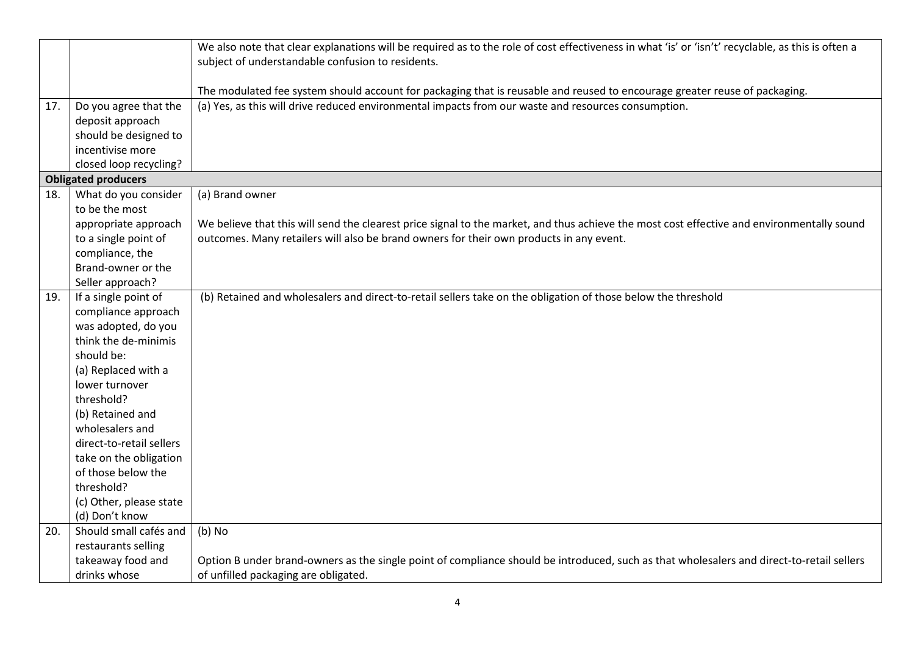| | | |
|---|---|---|
| | | We also note that clear explanations will be required as to the role of cost effectiveness in what 'is' or 'isn't' recyclable, as this is often a subject of understandable confusion to residents.<br><br>The modulated fee system should account for packaging that is reusable and reused to encourage greater reuse of packaging. |
| 17. | Do you agree that the deposit approach should be designed to incentivise more closed loop recycling? | (a) Yes, as this will drive reduced environmental impacts from our waste and resources consumption. |
| **Obligated producers** | | |
| 18. | What do you consider to be the most appropriate approach to a single point of compliance, the Brand-owner or the Seller approach? | (a) Brand owner<br><br>We believe that this will send the clearest price signal to the market, and thus achieve the most cost effective and environmentally sound outcomes. Many retailers will also be brand owners for their own products in any event. |
| 19. | If a single point of compliance approach was adopted, do you think the de-minimis should be:<br>(a) Replaced with a lower turnover threshold?<br>(b) Retained and wholesalers and direct-to-retail sellers take on the obligation of those below the threshold?<br>(c) Other, please state<br>(d) Don't know | (b) Retained and wholesalers and direct-to-retail sellers take on the obligation of those below the threshold |
| 20. | Should small cafés and restaurants selling takeaway food and drinks whose | (b) No<br><br>Option B under brand-owners as the single point of compliance should be introduced, such as that wholesalers and direct-to-retail sellers of unfilled packaging are obligated. |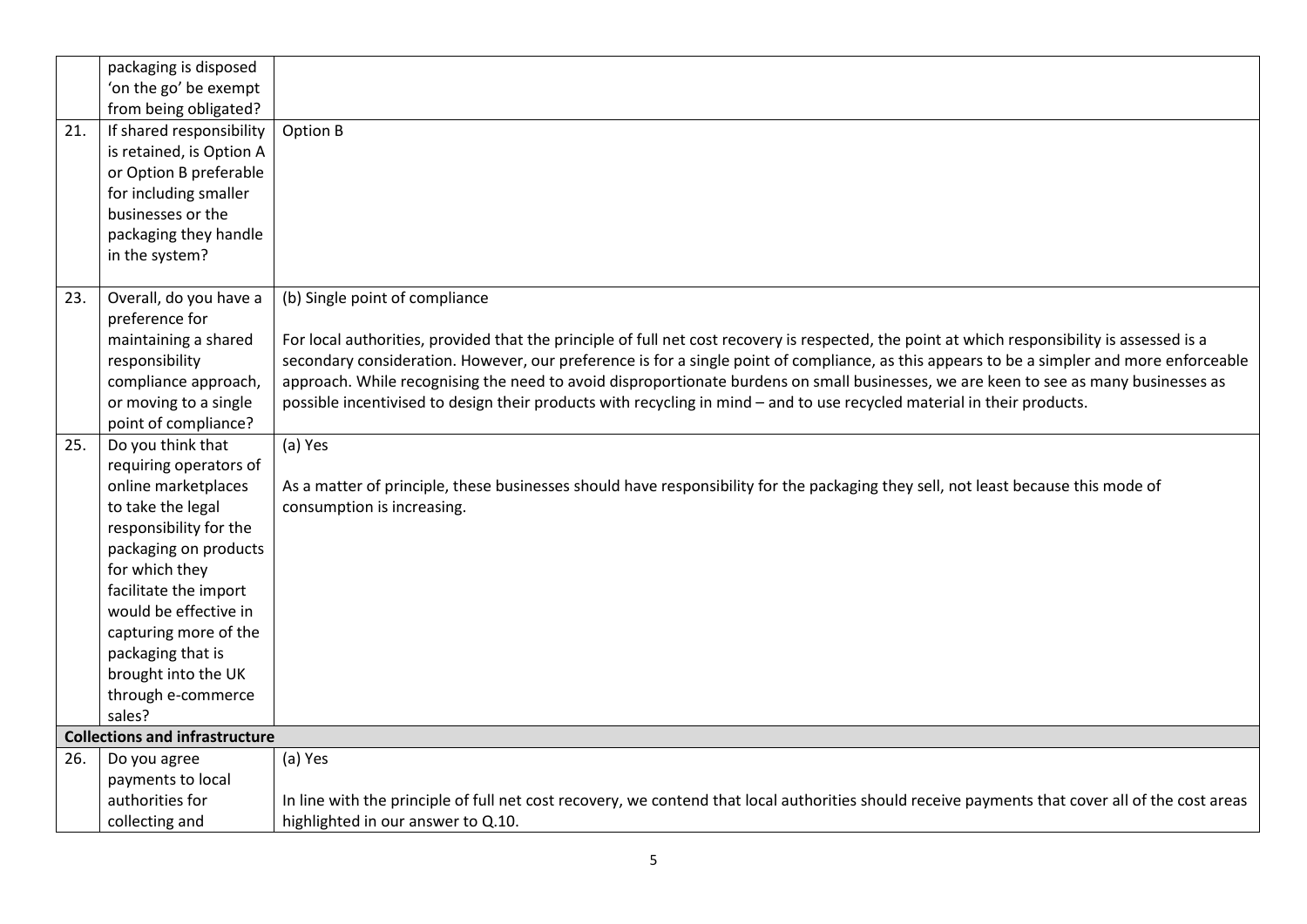| | | |
|---|---|---|
| | packaging is disposed 'on the go' be exempt from being obligated? | |
| 21. | If shared responsibility is retained, is Option A or Option B preferable for including smaller businesses or the packaging they handle in the system? | Option B |
| 23. | Overall, do you have a preference for maintaining a shared responsibility compliance approach, or moving to a single point of compliance? | (b) Single point of compliance<br><br>For local authorities, provided that the principle of full net cost recovery is respected, the point at which responsibility is assessed is a secondary consideration. However, our preference is for a single point of compliance, as this appears to be a simpler and more enforceable approach. While recognising the need to avoid disproportionate burdens on small businesses, we are keen to see as many businesses as possible incentivised to design their products with recycling in mind – and to use recycled material in their products. |
| 25. | Do you think that requiring operators of online marketplaces to take the legal responsibility for the packaging on products for which they facilitate the import would be effective in capturing more of the packaging that is brought into the UK through e-commerce sales? | (a) Yes<br><br>As a matter of principle, these businesses should have responsibility for the packaging they sell, not least because this mode of consumption is increasing. |
| **Collections and infrastructure** | | |
| 26. | Do you agree payments to local authorities for collecting and | (a) Yes<br><br>In line with the principle of full net cost recovery, we contend that local authorities should receive payments that cover all of the cost areas highlighted in our answer to Q.10. |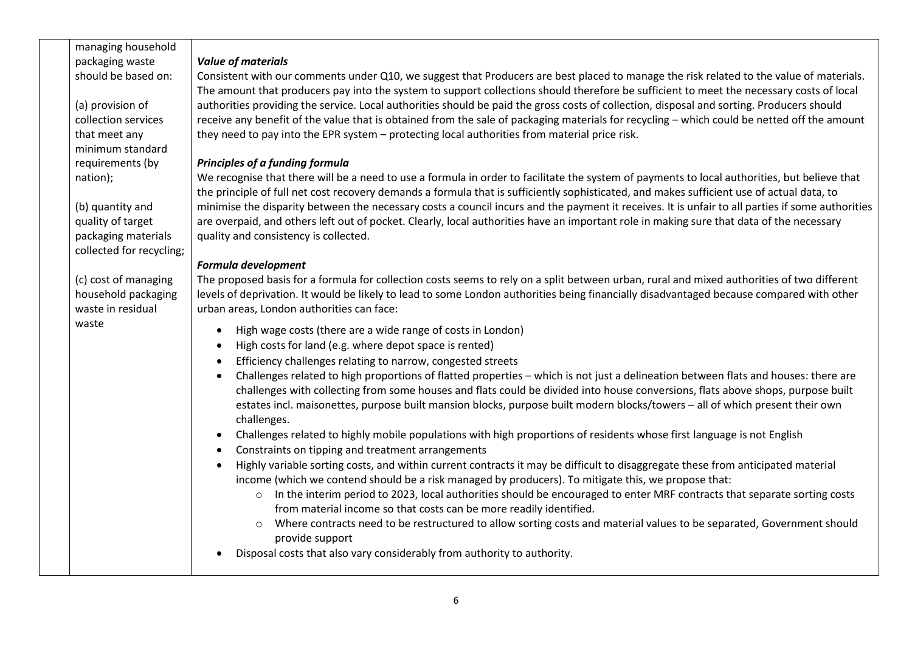| | | |
|---|---|---|
| | managing household packaging waste should be based on:<br><br>(a) provision of collection services that meet any minimum standard requirements (by nation);<br><br>(b) quantity and quality of target packaging materials collected for recycling;<br><br>(c) cost of managing household packaging waste in residual waste | ***Value of materials***<br>Consistent with our comments under Q10, we suggest that Producers are best placed to manage the risk related to the value of materials. The amount that producers pay into the system to support collections should therefore be sufficient to meet the necessary costs of local authorities providing the service. Local authorities should be paid the gross costs of collection, disposal and sorting. Producers should receive any benefit of the value that is obtained from the sale of packaging materials for recycling – which could be netted off the amount they need to pay into the EPR system – protecting local authorities from material price risk.<br><br>***Principles of a funding formula***<br>We recognise that there will be a need to use a formula in order to facilitate the system of payments to local authorities, but believe that the principle of full net cost recovery demands a formula that is sufficiently sophisticated, and makes sufficient use of actual data, to minimise the disparity between the necessary costs a council incurs and the payment it receives. It is unfair to all parties if some authorities are overpaid, and others left out of pocket. Clearly, local authorities have an important role in making sure that data of the necessary quality and consistency is collected.<br><br>***Formula development***<br>The proposed basis for a formula for collection costs seems to rely on a split between urban, rural and mixed authorities of two different levels of deprivation. It would be likely to lead to some London authorities being financially disadvantaged because compared with other urban areas, London authorities can face:<br><br>• High wage costs (there are a wide range of costs in London)<br>• High costs for land (e.g. where depot space is rented)<br>• Efficiency challenges relating to narrow, congested streets<br>• Challenges related to high proportions of flatted properties – which is not just a delineation between flats and houses: there are challenges with collecting from some houses and flats could be divided into house conversions, flats above shops, purpose built estates incl. maisonettes, purpose built mansion blocks, purpose built modern blocks/towers – all of which present their own challenges.<br>• Challenges related to highly mobile populations with high proportions of residents whose first language is not English<br>• Constraints on tipping and treatment arrangements<br>• Highly variable sorting costs, and within current contracts it may be difficult to disaggregate these from anticipated material income (which we contend should be a risk managed by producers). To mitigate this, we propose that:<br>&nbsp;&nbsp;&nbsp;&nbsp;○ In the interim period to 2023, local authorities should be encouraged to enter MRF contracts that separate sorting costs from material income so that costs can be more readily identified.<br>&nbsp;&nbsp;&nbsp;&nbsp;○ Where contracts need to be restructured to allow sorting costs and material values to be separated, Government should provide support<br>• Disposal costs that also vary considerably from authority to authority. |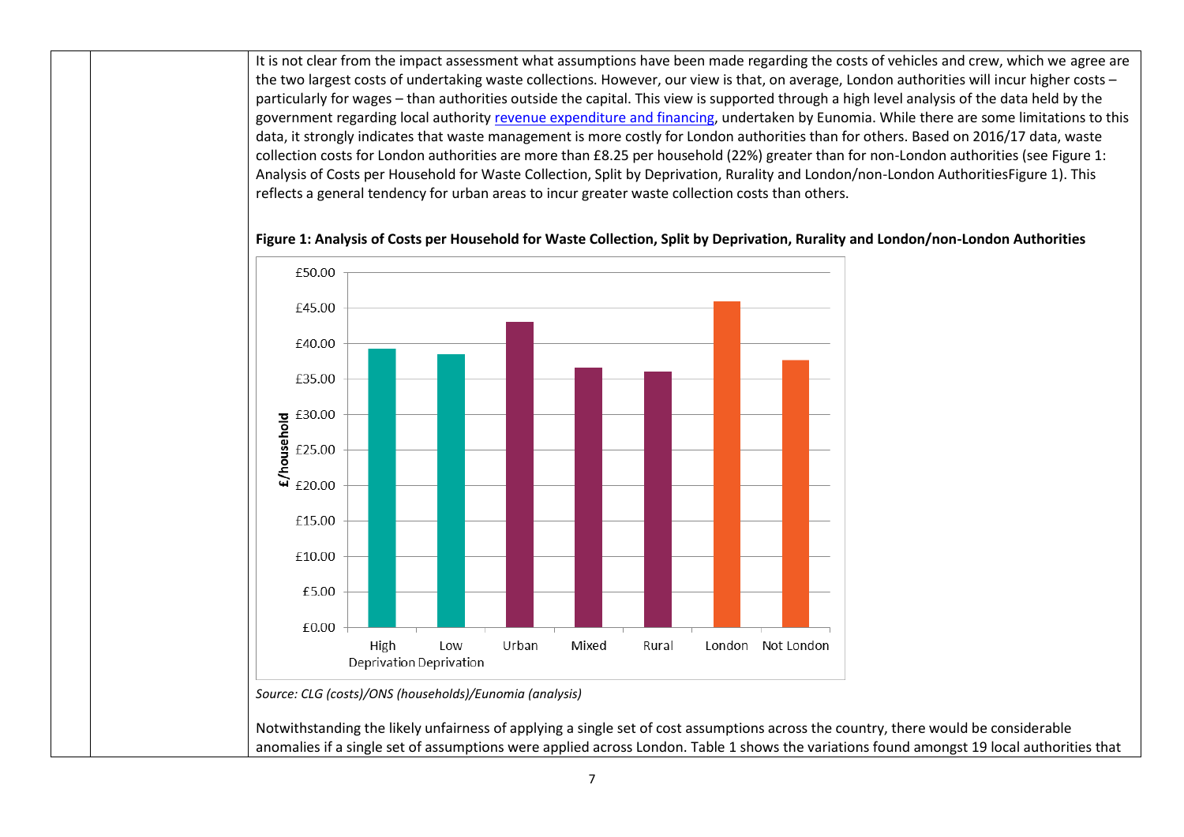It is not clear from the impact assessment what assumptions have been made regarding the costs of vehicles and crew, which we agree are the two largest costs of undertaking waste collections. However, our view is that, on average, London authorities will incur higher costs – particularly for wages – than authorities outside the capital. This view is supported through a high level analysis of the data held by the government regarding local authority [revenue expenditure and financing](), undertaken by Eunomia. While there are some limitations to this data, it strongly indicates that waste management is more costly for London authorities than for others. Based on 2016/17 data, waste collection costs for London authorities are more than £8.25 per household (22%) greater than for non-London authorities (see Figure 1: Analysis of Costs per Household for Waste Collection, Split by Deprivation, Rurality and London/non-London AuthoritiesFigure 1). This reflects a general tendency for urban areas to incur greater waste collection costs than others.

**Figure 1: Analysis of Costs per Household for Waste Collection, Split by Deprivation, Rurality and London/non-London Authorities**

| Category | £/household (approx.) |
|---|---|
| High Deprivation | £39.20 |
| Low Deprivation | £38.50 |
| Urban | £43.00 |
| Mixed | £36.60 |
| Rural | £36.00 |
| London | £45.90 |
| Not London | £37.60 |

*Source: CLG (costs)/ONS (households)/Eunomia (analysis)*

Notwithstanding the likely unfairness of applying a single set of cost assumptions across the country, there would be considerable anomalies if a single set of assumptions were applied across London. Table 1 shows the variations found amongst 19 local authorities that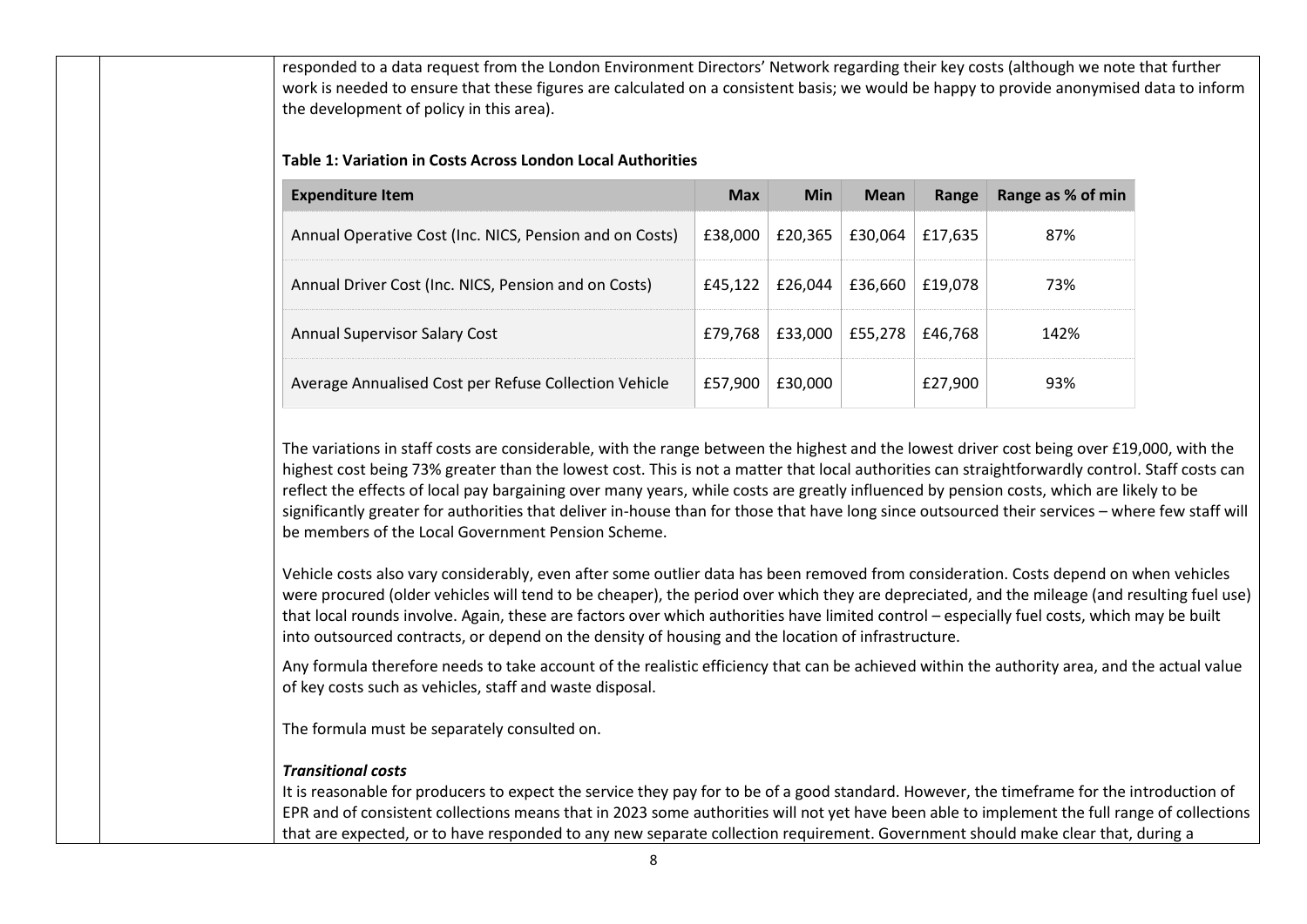responded to a data request from the London Environment Directors' Network regarding their key costs (although we note that further work is needed to ensure that these figures are calculated on a consistent basis; we would be happy to provide anonymised data to inform the development of policy in this area).

**Table 1: Variation in Costs Across London Local Authorities**

| Expenditure Item | Max | Min | Mean | Range | Range as % of min |
|---|---|---|---|---|---|
| Annual Operative Cost (Inc. NICS, Pension and on Costs) | £38,000 | £20,365 | £30,064 | £17,635 | 87% |
| Annual Driver Cost (Inc. NICS, Pension and on Costs) | £45,122 | £26,044 | £36,660 | £19,078 | 73% |
| Annual Supervisor Salary Cost | £79,768 | £33,000 | £55,278 | £46,768 | 142% |
| Average Annualised Cost per Refuse Collection Vehicle | £57,900 | £30,000 | | £27,900 | 93% |

The variations in staff costs are considerable, with the range between the highest and the lowest driver cost being over £19,000, with the highest cost being 73% greater than the lowest cost. This is not a matter that local authorities can straightforwardly control. Staff costs can reflect the effects of local pay bargaining over many years, while costs are greatly influenced by pension costs, which are likely to be significantly greater for authorities that deliver in-house than for those that have long since outsourced their services – where few staff will be members of the Local Government Pension Scheme.

Vehicle costs also vary considerably, even after some outlier data has been removed from consideration. Costs depend on when vehicles were procured (older vehicles will tend to be cheaper), the period over which they are depreciated, and the mileage (and resulting fuel use) that local rounds involve. Again, these are factors over which authorities have limited control – especially fuel costs, which may be built into outsourced contracts, or depend on the density of housing and the location of infrastructure.

Any formula therefore needs to take account of the realistic efficiency that can be achieved within the authority area, and the actual value of key costs such as vehicles, staff and waste disposal.

The formula must be separately consulted on.

***Transitional costs***

It is reasonable for producers to expect the service they pay for to be of a good standard. However, the timeframe for the introduction of EPR and of consistent collections means that in 2023 some authorities will not yet have been able to implement the full range of collections that are expected, or to have responded to any new separate collection requirement. Government should make clear that, during a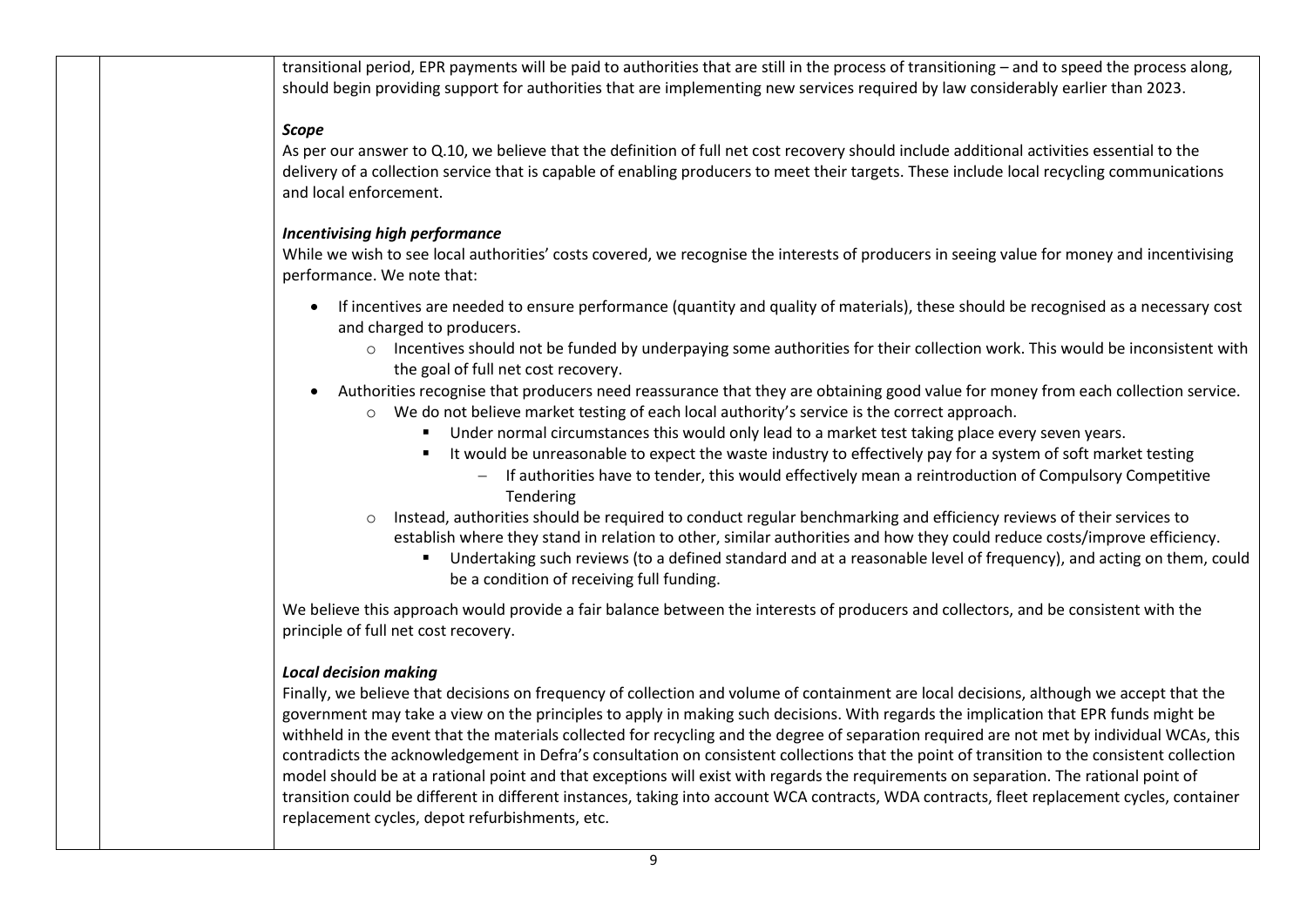transitional period, EPR payments will be paid to authorities that are still in the process of transitioning – and to speed the process along, should begin providing support for authorities that are implementing new services required by law considerably earlier than 2023.

***Scope***

As per our answer to Q.10, we believe that the definition of full net cost recovery should include additional activities essential to the delivery of a collection service that is capable of enabling producers to meet their targets. These include local recycling communications and local enforcement.

***Incentivising high performance***

While we wish to see local authorities' costs covered, we recognise the interests of producers in seeing value for money and incentivising performance. We note that:

- If incentives are needed to ensure performance (quantity and quality of materials), these should be recognised as a necessary cost and charged to producers.
  - Incentives should not be funded by underpaying some authorities for their collection work. This would be inconsistent with the goal of full net cost recovery.
- Authorities recognise that producers need reassurance that they are obtaining good value for money from each collection service.
  - We do not believe market testing of each local authority's service is the correct approach.
    - Under normal circumstances this would only lead to a market test taking place every seven years.
    - It would be unreasonable to expect the waste industry to effectively pay for a system of soft market testing
      - If authorities have to tender, this would effectively mean a reintroduction of Compulsory Competitive Tendering
  - Instead, authorities should be required to conduct regular benchmarking and efficiency reviews of their services to establish where they stand in relation to other, similar authorities and how they could reduce costs/improve efficiency.
    - Undertaking such reviews (to a defined standard and at a reasonable level of frequency), and acting on them, could be a condition of receiving full funding.

We believe this approach would provide a fair balance between the interests of producers and collectors, and be consistent with the principle of full net cost recovery.

***Local decision making***

Finally, we believe that decisions on frequency of collection and volume of containment are local decisions, although we accept that the government may take a view on the principles to apply in making such decisions. With regards the implication that EPR funds might be withheld in the event that the materials collected for recycling and the degree of separation required are not met by individual WCAs, this contradicts the acknowledgement in Defra's consultation on consistent collections that the point of transition to the consistent collection model should be at a rational point and that exceptions will exist with regards the requirements on separation. The rational point of transition could be different in different instances, taking into account WCA contracts, WDA contracts, fleet replacement cycles, container replacement cycles, depot refurbishments, etc.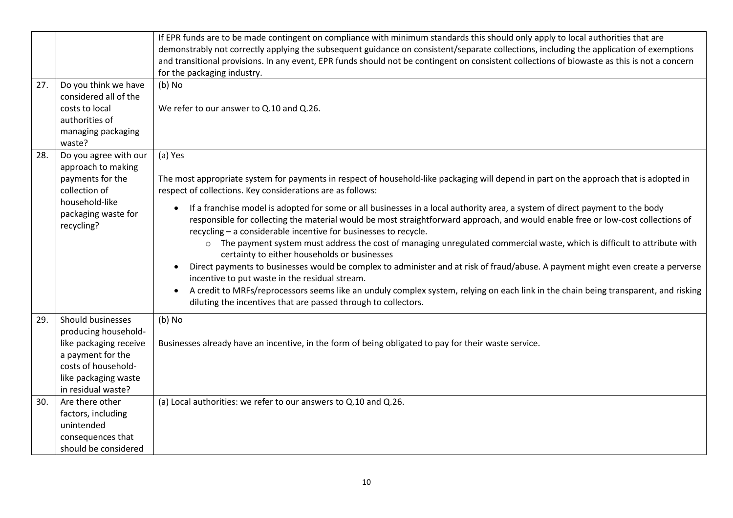| | | |
|---|---|---|
| | | If EPR funds are to be made contingent on compliance with minimum standards this should only apply to local authorities that are demonstrably not correctly applying the subsequent guidance on consistent/separate collections, including the application of exemptions and transitional provisions. In any event, EPR funds should not be contingent on consistent collections of biowaste as this is not a concern for the packaging industry. |
| 27. | Do you think we have considered all of the costs to local authorities of managing packaging waste? | (b) No<br><br>We refer to our answer to Q.10 and Q.26. |
| 28. | Do you agree with our approach to making payments for the collection of household-like packaging waste for recycling? | (a) Yes<br><br>The most appropriate system for payments in respect of household-like packaging will depend in part on the approach that is adopted in respect of collections. Key considerations are as follows:<br><br>• If a franchise model is adopted for some or all businesses in a local authority area, a system of direct payment to the body responsible for collecting the material would be most straightforward approach, and would enable free or low-cost collections of recycling – a considerable incentive for businesses to recycle.<br>&nbsp;&nbsp;&nbsp;&nbsp;○ The payment system must address the cost of managing unregulated commercial waste, which is difficult to attribute with certainty to either households or businesses<br>• Direct payments to businesses would be complex to administer and at risk of fraud/abuse. A payment might even create a perverse incentive to put waste in the residual stream.<br>• A credit to MRFs/reprocessors seems like an unduly complex system, relying on each link in the chain being transparent, and risking diluting the incentives that are passed through to collectors. |
| 29. | Should businesses producing household-like packaging receive a payment for the costs of household-like packaging waste in residual waste? | (b) No<br><br>Businesses already have an incentive, in the form of being obligated to pay for their waste service. |
| 30. | Are there other factors, including unintended consequences that should be considered | (a) Local authorities: we refer to our answers to Q.10 and Q.26. |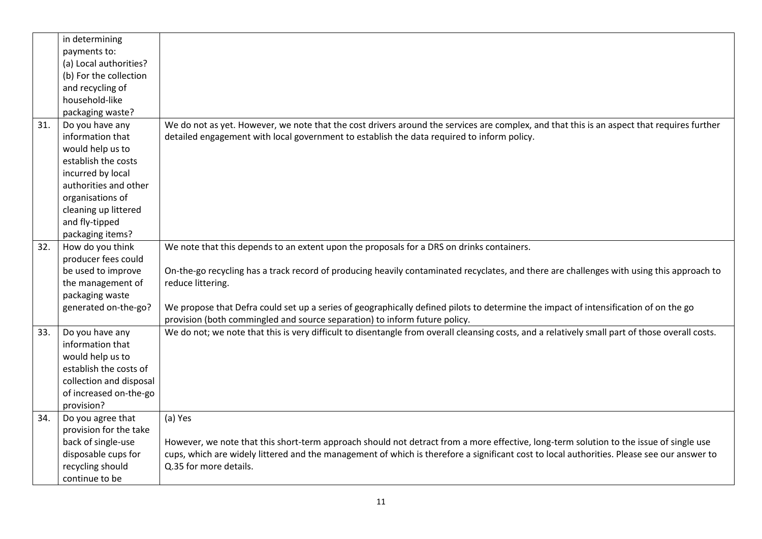| | | |
|---|---|---|
| | in determining payments to: (a) Local authorities? (b) For the collection and recycling of household-like packaging waste? | |
| 31. | Do you have any information that would help us to establish the costs incurred by local authorities and other organisations of cleaning up littered and fly-tipped packaging items? | We do not as yet. However, we note that the cost drivers around the services are complex, and that this is an aspect that requires further detailed engagement with local government to establish the data required to inform policy. |
| 32. | How do you think producer fees could be used to improve the management of packaging waste generated on-the-go? | We note that this depends to an extent upon the proposals for a DRS on drinks containers.<br><br>On-the-go recycling has a track record of producing heavily contaminated recyclates, and there are challenges with using this approach to reduce littering.<br><br>We propose that Defra could set up a series of geographically defined pilots to determine the impact of intensification of on the go provision (both commingled and source separation) to inform future policy. |
| 33. | Do you have any information that would help us to establish the costs of collection and disposal of increased on-the-go provision? | We do not; we note that this is very difficult to disentangle from overall cleansing costs, and a relatively small part of those overall costs. |
| 34. | Do you agree that provision for the take back of single-use disposable cups for recycling should continue to be | (a) Yes<br><br>However, we note that this short-term approach should not detract from a more effective, long-term solution to the issue of single use cups, which are widely littered and the management of which is therefore a significant cost to local authorities. Please see our answer to Q.35 for more details. |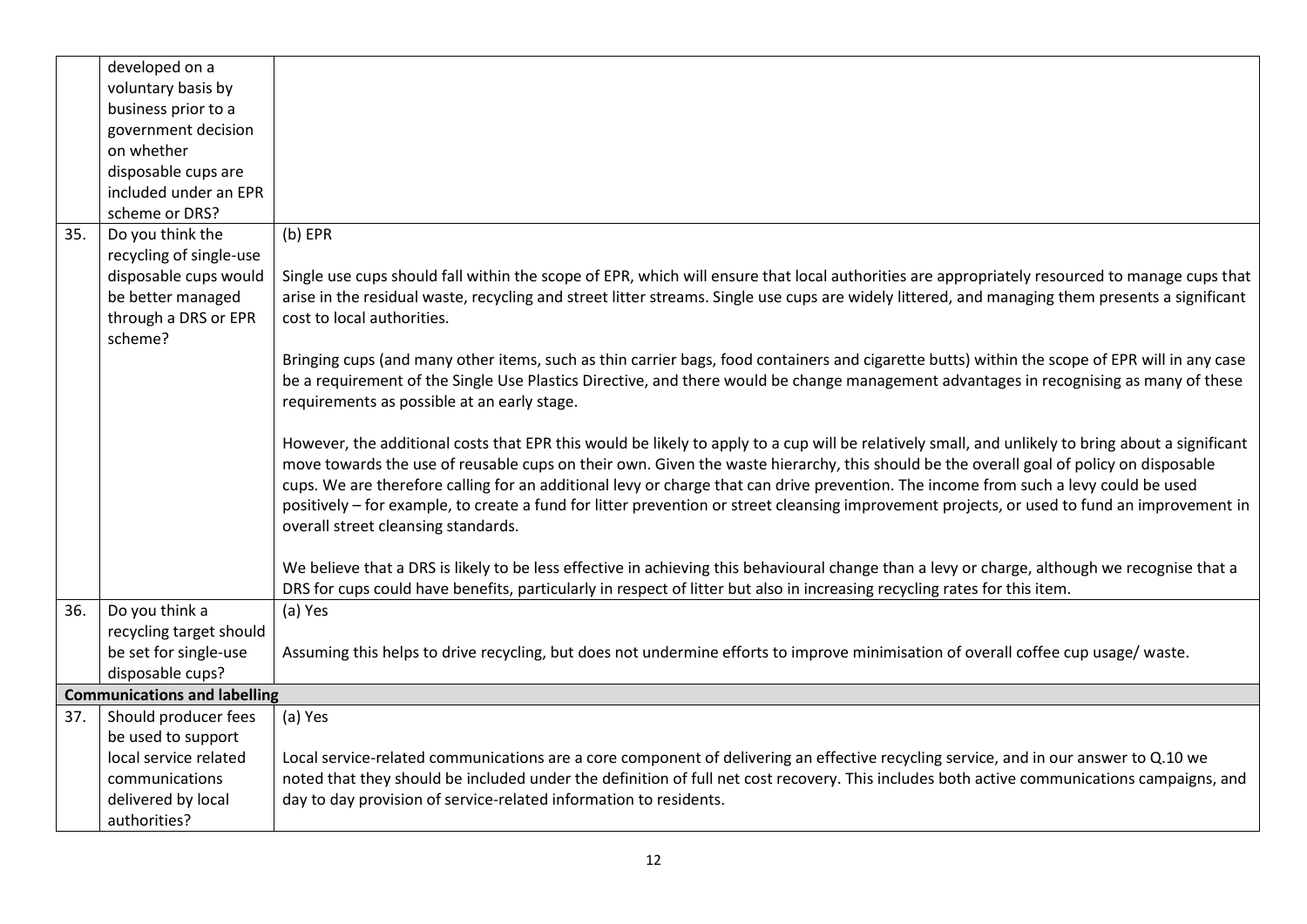| | | |
|---|---|---|
| | developed on a voluntary basis by business prior to a government decision on whether disposable cups are included under an EPR scheme or DRS? | |
| 35. | Do you think the recycling of single-use disposable cups would be better managed through a DRS or EPR scheme? | (b) EPR<br><br>Single use cups should fall within the scope of EPR, which will ensure that local authorities are appropriately resourced to manage cups that arise in the residual waste, recycling and street litter streams. Single use cups are widely littered, and managing them presents a significant cost to local authorities.<br><br>Bringing cups (and many other items, such as thin carrier bags, food containers and cigarette butts) within the scope of EPR will in any case be a requirement of the Single Use Plastics Directive, and there would be change management advantages in recognising as many of these requirements as possible at an early stage.<br><br>However, the additional costs that EPR this would be likely to apply to a cup will be relatively small, and unlikely to bring about a significant move towards the use of reusable cups on their own. Given the waste hierarchy, this should be the overall goal of policy on disposable cups. We are therefore calling for an additional levy or charge that can drive prevention. The income from such a levy could be used positively – for example, to create a fund for litter prevention or street cleansing improvement projects, or used to fund an improvement in overall street cleansing standards.<br><br>We believe that a DRS is likely to be less effective in achieving this behavioural change than a levy or charge, although we recognise that a DRS for cups could have benefits, particularly in respect of litter but also in increasing recycling rates for this item. |
| 36. | Do you think a recycling target should be set for single-use disposable cups? | (a) Yes<br><br>Assuming this helps to drive recycling, but does not undermine efforts to improve minimisation of overall coffee cup usage/ waste. |
| **Communications and labelling** | | |
| 37. | Should producer fees be used to support local service related communications delivered by local authorities? | (a) Yes<br><br>Local service-related communications are a core component of delivering an effective recycling service, and in our answer to Q.10 we noted that they should be included under the definition of full net cost recovery. This includes both active communications campaigns, and day to day provision of service-related information to residents. |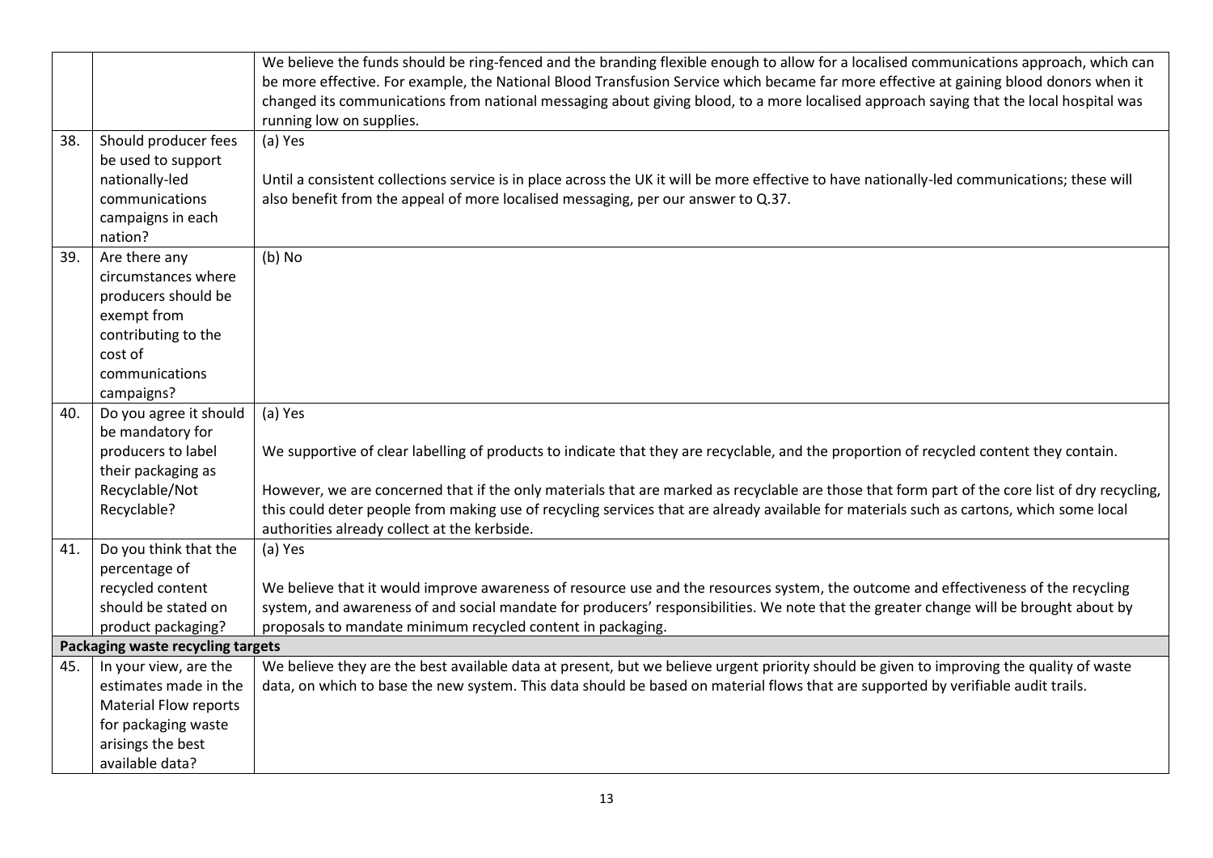| | | |
|---|---|---|
| | | We believe the funds should be ring-fenced and the branding flexible enough to allow for a localised communications approach, which can be more effective. For example, the National Blood Transfusion Service which became far more effective at gaining blood donors when it changed its communications from national messaging about giving blood, to a more localised approach saying that the local hospital was running low on supplies. |
| 38. | Should producer fees be used to support nationally-led communications campaigns in each nation? | (a) Yes<br><br>Until a consistent collections service is in place across the UK it will be more effective to have nationally-led communications; these will also benefit from the appeal of more localised messaging, per our answer to Q.37. |
| 39. | Are there any circumstances where producers should be exempt from contributing to the cost of communications campaigns? | (b) No |
| 40. | Do you agree it should be mandatory for producers to label their packaging as Recyclable/Not Recyclable? | (a) Yes<br><br>We supportive of clear labelling of products to indicate that they are recyclable, and the proportion of recycled content they contain.<br><br>However, we are concerned that if the only materials that are marked as recyclable are those that form part of the core list of dry recycling, this could deter people from making use of recycling services that are already available for materials such as cartons, which some local authorities already collect at the kerbside. |
| 41. | Do you think that the percentage of recycled content should be stated on product packaging? | (a) Yes<br><br>We believe that it would improve awareness of resource use and the resources system, the outcome and effectiveness of the recycling system, and awareness of and social mandate for producers' responsibilities. We note that the greater change will be brought about by proposals to mandate minimum recycled content in packaging. |
| **Packaging waste recycling targets** | | |
| 45. | In your view, are the estimates made in the Material Flow reports for packaging waste arisings the best available data? | We believe they are the best available data at present, but we believe urgent priority should be given to improving the quality of waste data, on which to base the new system. This data should be based on material flows that are supported by verifiable audit trails. |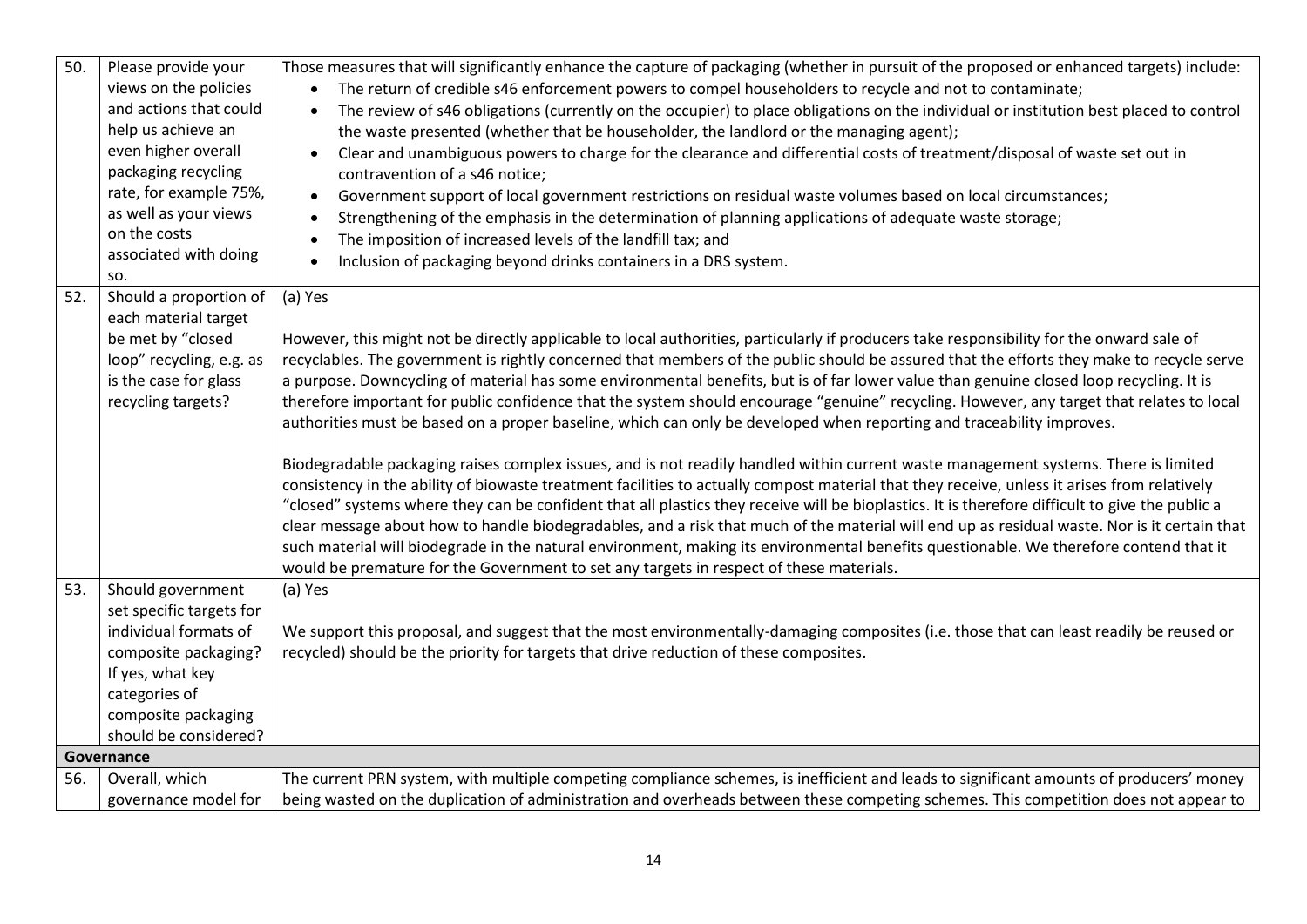| | | |
|---|---|---|
| 50. | Please provide your views on the policies and actions that could help us achieve an even higher overall packaging recycling rate, for example 75%, as well as your views on the costs associated with doing so. | Those measures that will significantly enhance the capture of packaging (whether in pursuit of the proposed or enhanced targets) include:<br>• The return of credible s46 enforcement powers to compel householders to recycle and not to contaminate;<br>• The review of s46 obligations (currently on the occupier) to place obligations on the individual or institution best placed to control the waste presented (whether that be householder, the landlord or the managing agent);<br>• Clear and unambiguous powers to charge for the clearance and differential costs of treatment/disposal of waste set out in contravention of a s46 notice;<br>• Government support of local government restrictions on residual waste volumes based on local circumstances;<br>• Strengthening of the emphasis in the determination of planning applications of adequate waste storage;<br>• The imposition of increased levels of the landfill tax; and<br>• Inclusion of packaging beyond drinks containers in a DRS system. |
| 52. | Should a proportion of each material target be met by "closed loop" recycling, e.g. as is the case for glass recycling targets? | (a) Yes<br><br>However, this might not be directly applicable to local authorities, particularly if producers take responsibility for the onward sale of recyclables. The government is rightly concerned that members of the public should be assured that the efforts they make to recycle serve a purpose. Downcycling of material has some environmental benefits, but is of far lower value than genuine closed loop recycling. It is therefore important for public confidence that the system should encourage "genuine" recycling. However, any target that relates to local authorities must be based on a proper baseline, which can only be developed when reporting and traceability improves.<br><br>Biodegradable packaging raises complex issues, and is not readily handled within current waste management systems. There is limited consistency in the ability of biowaste treatment facilities to actually compost material that they receive, unless it arises from relatively "closed" systems where they can be confident that all plastics they receive will be bioplastics. It is therefore difficult to give the public a clear message about how to handle biodegradables, and a risk that much of the material will end up as residual waste. Nor is it certain that such material will biodegrade in the natural environment, making its environmental benefits questionable. We therefore contend that it would be premature for the Government to set any targets in respect of these materials. |
| 53. | Should government set specific targets for individual formats of composite packaging? If yes, what key categories of composite packaging should be considered? | (a) Yes<br><br>We support this proposal, and suggest that the most environmentally-damaging composites (i.e. those that can least readily be reused or recycled) should be the priority for targets that drive reduction of these composites. |
| **Governance** | | |
| 56. | Overall, which governance model for | The current PRN system, with multiple competing compliance schemes, is inefficient and leads to significant amounts of producers' money being wasted on the duplication of administration and overheads between these competing schemes. This competition does not appear to |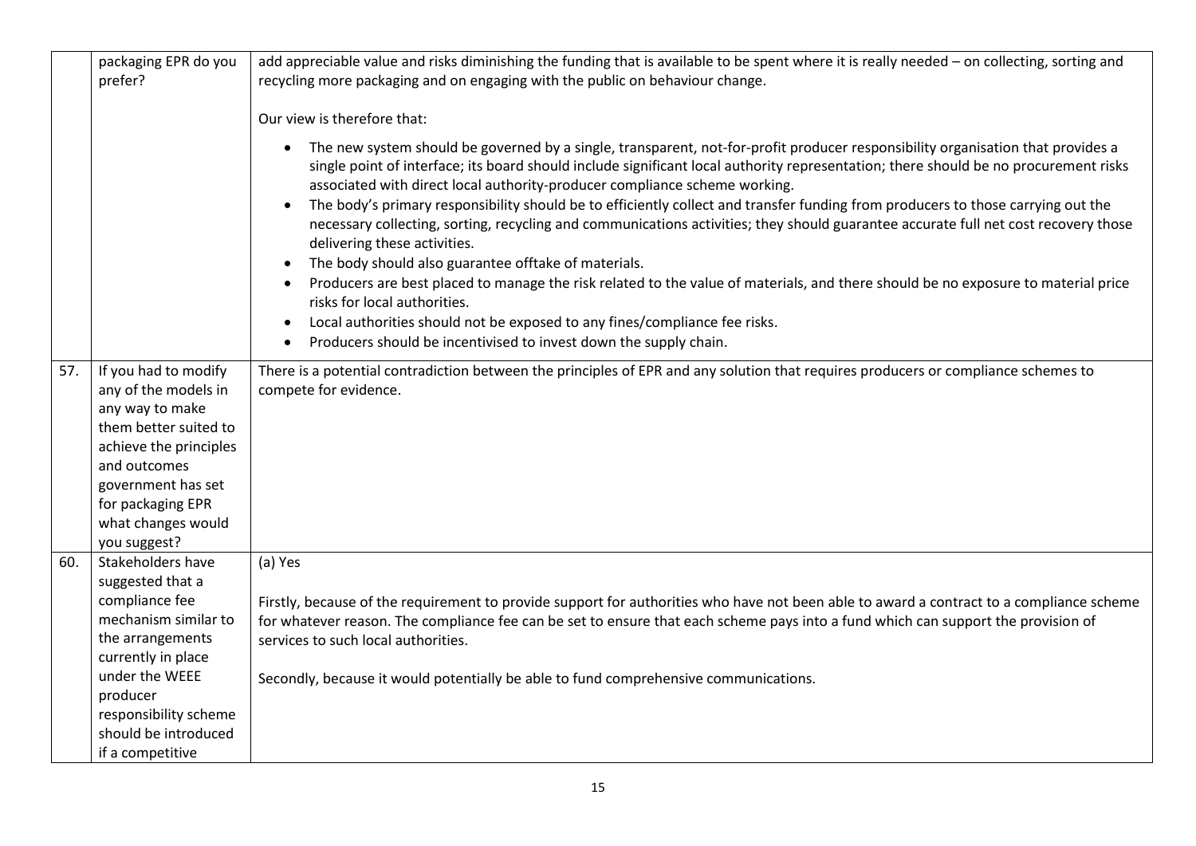|  |  |  |
|---|---|---|
|  | packaging EPR do you prefer? | add appreciable value and risks diminishing the funding that is available to be spent where it is really needed – on collecting, sorting and recycling more packaging and on engaging with the public on behaviour change.<br><br>Our view is therefore that:<br><br>• The new system should be governed by a single, transparent, not-for-profit producer responsibility organisation that provides a single point of interface; its board should include significant local authority representation; there should be no procurement risks associated with direct local authority-producer compliance scheme working.<br>• The body's primary responsibility should be to efficiently collect and transfer funding from producers to those carrying out the necessary collecting, sorting, recycling and communications activities; they should guarantee accurate full net cost recovery those delivering these activities.<br>• The body should also guarantee offtake of materials.<br>• Producers are best placed to manage the risk related to the value of materials, and there should be no exposure to material price risks for local authorities.<br>• Local authorities should not be exposed to any fines/compliance fee risks.<br>• Producers should be incentivised to invest down the supply chain. |
| 57. | If you had to modify any of the models in any way to make them better suited to achieve the principles and outcomes government has set for packaging EPR what changes would you suggest? | There is a potential contradiction between the principles of EPR and any solution that requires producers or compliance schemes to compete for evidence. |
| 60. | Stakeholders have suggested that a compliance fee mechanism similar to the arrangements currently in place under the WEEE producer responsibility scheme should be introduced if a competitive | (a) Yes<br><br>Firstly, because of the requirement to provide support for authorities who have not been able to award a contract to a compliance scheme for whatever reason. The compliance fee can be set to ensure that each scheme pays into a fund which can support the provision of services to such local authorities.<br><br>Secondly, because it would potentially be able to fund comprehensive communications. |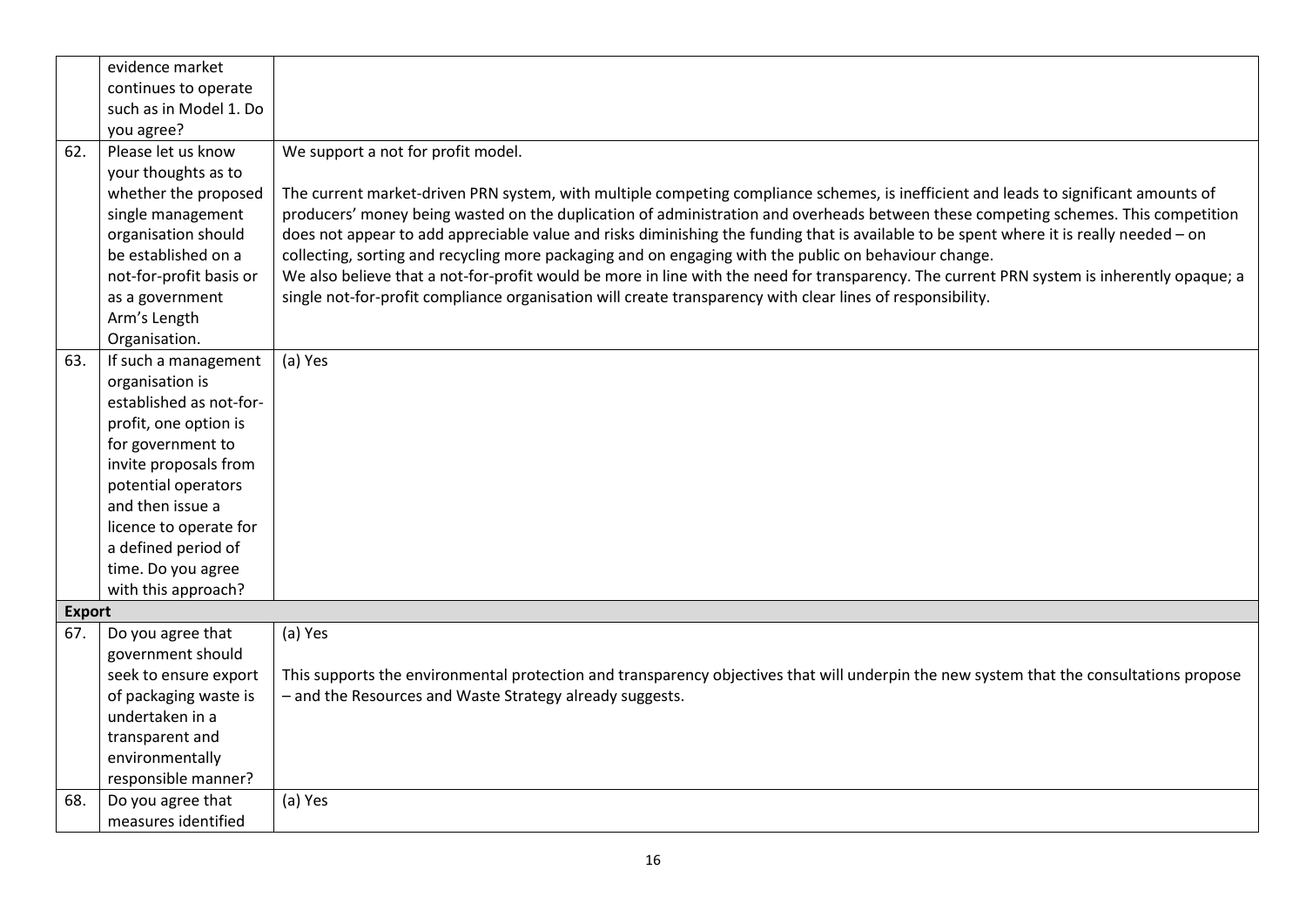| | | |
|---|---|---|
| | evidence market continues to operate such as in Model 1. Do you agree? | |
| 62. | Please let us know your thoughts as to whether the proposed single management organisation should be established on a not-for-profit basis or as a government Arm's Length Organisation. | We support a not for profit model.<br><br>The current market-driven PRN system, with multiple competing compliance schemes, is inefficient and leads to significant amounts of producers' money being wasted on the duplication of administration and overheads between these competing schemes. This competition does not appear to add appreciable value and risks diminishing the funding that is available to be spent where it is really needed – on collecting, sorting and recycling more packaging and on engaging with the public on behaviour change.<br>We also believe that a not-for-profit would be more in line with the need for transparency. The current PRN system is inherently opaque; a single not-for-profit compliance organisation will create transparency with clear lines of responsibility. |
| 63. | If such a management organisation is established as not-for-profit, one option is for government to invite proposals from potential operators and then issue a licence to operate for a defined period of time. Do you agree with this approach? | (a) Yes |
| **Export** | | |
| 67. | Do you agree that government should seek to ensure export of packaging waste is undertaken in a transparent and environmentally responsible manner? | (a) Yes<br><br>This supports the environmental protection and transparency objectives that will underpin the new system that the consultations propose – and the Resources and Waste Strategy already suggests. |
| 68. | Do you agree that measures identified | (a) Yes |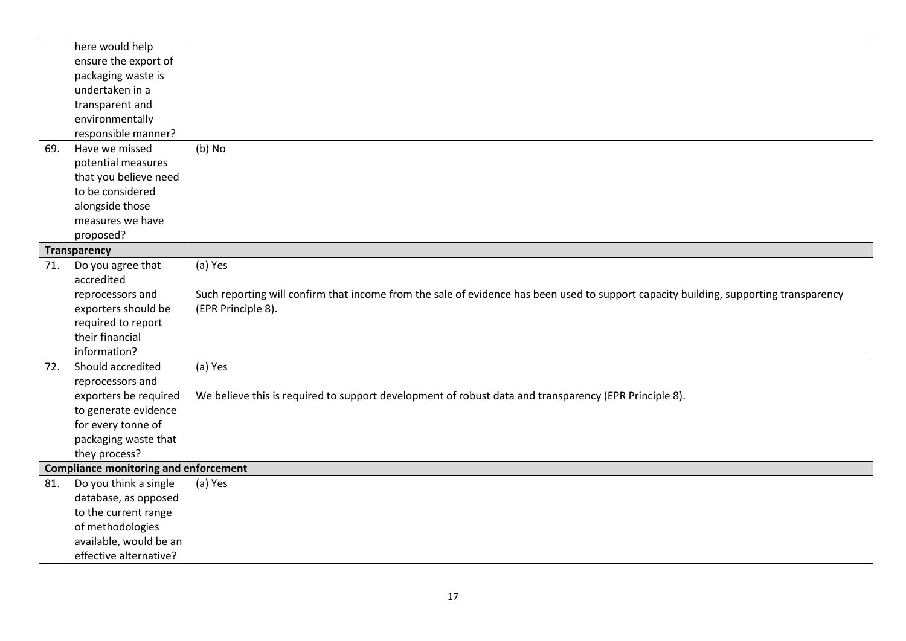|  |  |  |
|---|---|---|
|  | here would help ensure the export of packaging waste is undertaken in a transparent and environmentally responsible manner? |  |
| 69. | Have we missed potential measures that you believe need to be considered alongside those measures we have proposed? | (b) No |
| **Transparency** | | |
| 71. | Do you agree that accredited reprocessors and exporters should be required to report their financial information? | (a) Yes<br><br>Such reporting will confirm that income from the sale of evidence has been used to support capacity building, supporting transparency (EPR Principle 8). |
| 72. | Should accredited reprocessors and exporters be required to generate evidence for every tonne of packaging waste that they process? | (a) Yes<br><br>We believe this is required to support development of robust data and transparency (EPR Principle 8). |
| **Compliance monitoring and enforcement** | | |
| 81. | Do you think a single database, as opposed to the current range of methodologies available, would be an effective alternative? | (a) Yes |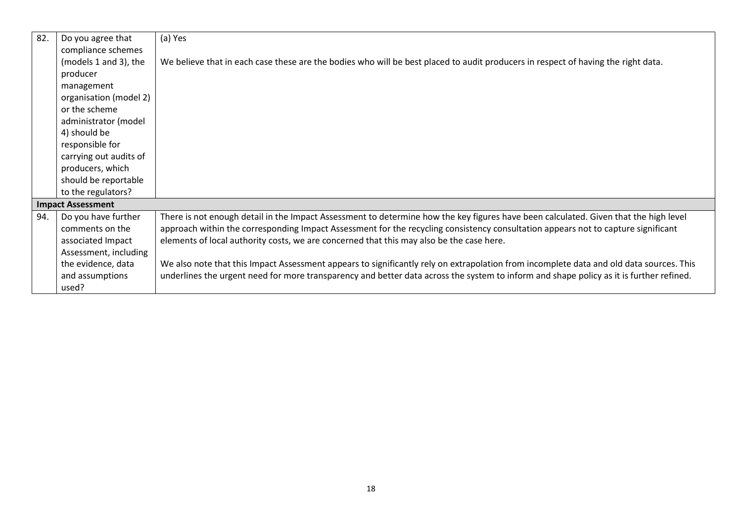| | | |
|---|---|---|
| 82. | Do you agree that compliance schemes (models 1 and 3), the producer management organisation (model 2) or the scheme administrator (model 4) should be responsible for carrying out audits of producers, which should be reportable to the regulators? | (a) Yes<br><br>We believe that in each case these are the bodies who will be best placed to audit producers in respect of having the right data. |
| **Impact Assessment** | | |
| 94. | Do you have further comments on the associated Impact Assessment, including the evidence, data and assumptions used? | There is not enough detail in the Impact Assessment to determine how the key figures have been calculated. Given that the high level approach within the corresponding Impact Assessment for the recycling consistency consultation appears not to capture significant elements of local authority costs, we are concerned that this may also be the case here.<br><br>We also note that this Impact Assessment appears to significantly rely on extrapolation from incomplete data and old data sources. This underlines the urgent need for more transparency and better data across the system to inform and shape policy as it is further refined. |